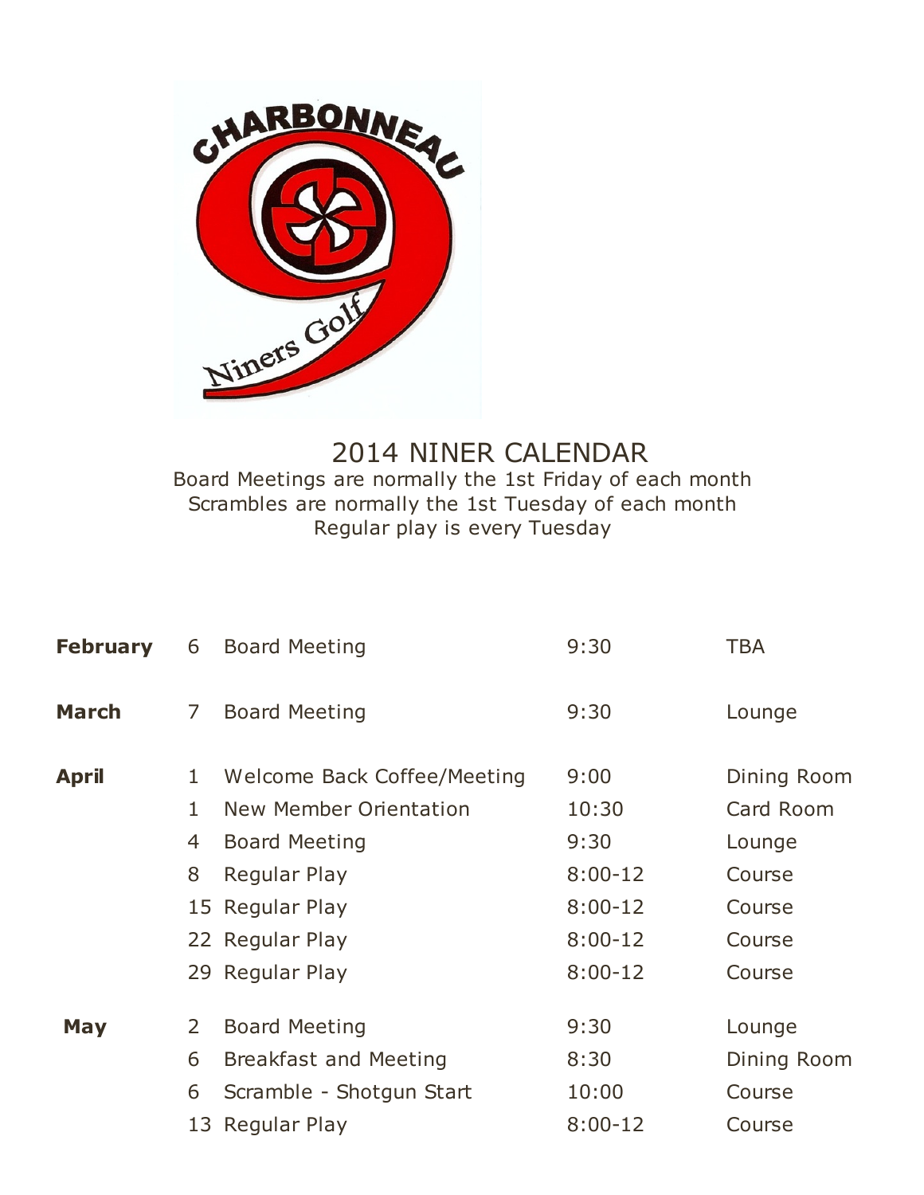# 2014 NINER CALENDAR

Board Meetings are normally the 1st Friday of each month
Scrambles are normally the 1st Tuesday of each month
Regular play is every Tuesday

| | | | | |
|---|---|---|---|---|
| **February** | 6 | Board Meeting | 9:30 | TBA |
| **March** | 7 | Board Meeting | 9:30 | Lounge |
| **April** | 1 | Welcome Back Coffee/Meeting | 9:00 | Dining Room |
| | 1 | New Member Orientation | 10:30 | Card Room |
| | 4 | Board Meeting | 9:30 | Lounge |
| | 8 | Regular Play | 8:00-12 | Course |
| | 15 | Regular Play | 8:00-12 | Course |
| | 22 | Regular Play | 8:00-12 | Course |
| | 29 | Regular Play | 8:00-12 | Course |
| **May** | 2 | Board Meeting | 9:30 | Lounge |
| | 6 | Breakfast and Meeting | 8:30 | Dining Room |
| | 6 | Scramble - Shotgun Start | 10:00 | Course |
| | 13 | Regular Play | 8:00-12 | Course |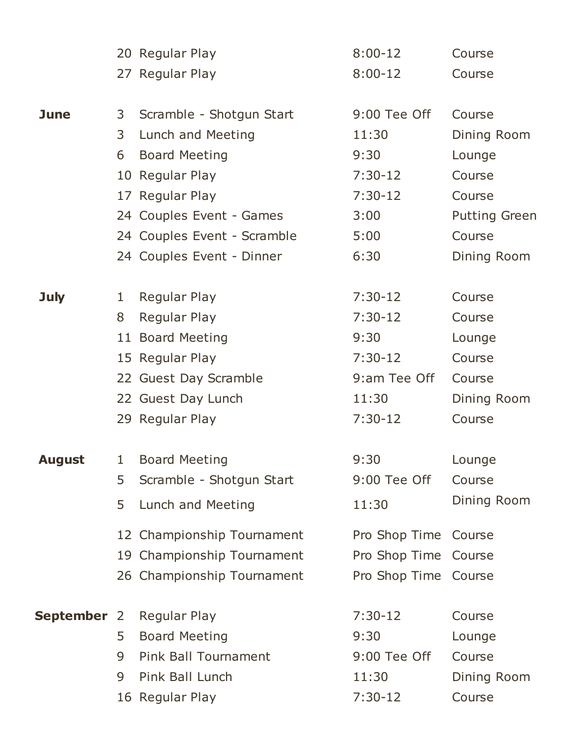| Month | Day | Event | Time | Location |
|---|---|---|---|---|
| | 20 | Regular Play | 8:00-12 | Course |
| | 27 | Regular Play | 8:00-12 | Course |
| **June** | 3 | Scramble - Shotgun Start | 9:00 Tee Off | Course |
| | 3 | Lunch and Meeting | 11:30 | Dining Room |
| | 6 | Board Meeting | 9:30 | Lounge |
| | 10 | Regular Play | 7:30-12 | Course |
| | 17 | Regular Play | 7:30-12 | Course |
| | 24 | Couples Event - Games | 3:00 | Putting Green |
| | 24 | Couples Event - Scramble | 5:00 | Course |
| | 24 | Couples Event - Dinner | 6:30 | Dining Room |
| **July** | 1 | Regular Play | 7:30-12 | Course |
| | 8 | Regular Play | 7:30-12 | Course |
| | 11 | Board Meeting | 9:30 | Lounge |
| | 15 | Regular Play | 7:30-12 | Course |
| | 22 | Guest Day Scramble | 9:am Tee Off | Course |
| | 22 | Guest Day Lunch | 11:30 | Dining Room |
| | 29 | Regular Play | 7:30-12 | Course |
| **August** | 1 | Board Meeting | 9:30 | Lounge |
| | 5 | Scramble - Shotgun Start | 9:00 Tee Off | Course |
| | 5 | Lunch and Meeting | 11:30 | Dining Room |
| | 12 | Championship Tournament | Pro Shop Time | Course |
| | 19 | Championship Tournament | Pro Shop Time | Course |
| | 26 | Championship Tournament | Pro Shop Time | Course |
| **September** | 2 | Regular Play | 7:30-12 | Course |
| | 5 | Board Meeting | 9:30 | Lounge |
| | 9 | Pink Ball Tournament | 9:00 Tee Off | Course |
| | 9 | Pink Ball Lunch | 11:30 | Dining Room |
| | 16 | Regular Play | 7:30-12 | Course |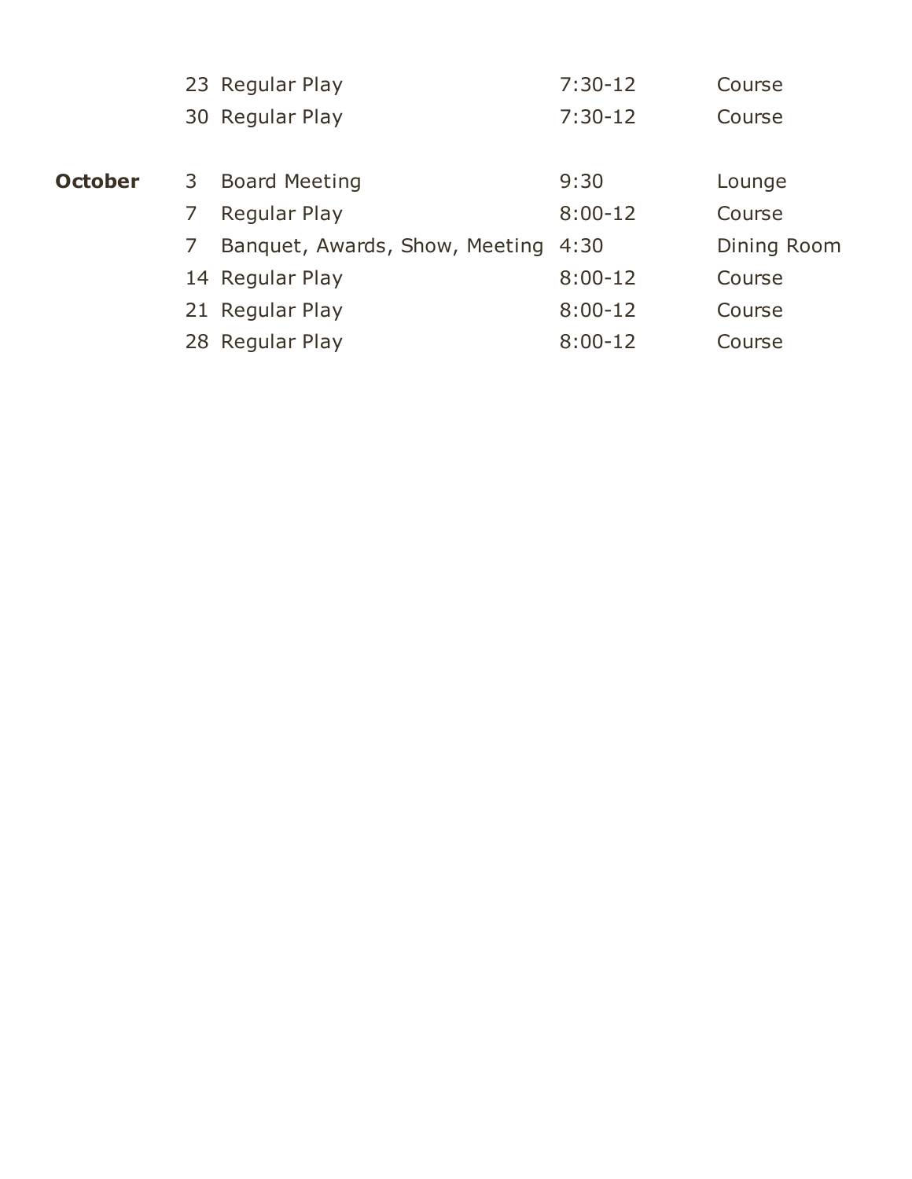| | | | | |
|---|---|---|---|---|
| | 23 | Regular Play | 7:30-12 | Course |
| | 30 | Regular Play | 7:30-12 | Course |
| **October** | 3 | Board Meeting | 9:30 | Lounge |
| | 7 | Regular Play | 8:00-12 | Course |
| | 7 | Banquet, Awards, Show, Meeting | 4:30 | Dining Room |
| | 14 | Regular Play | 8:00-12 | Course |
| | 21 | Regular Play | 8:00-12 | Course |
| | 28 | Regular Play | 8:00-12 | Course |